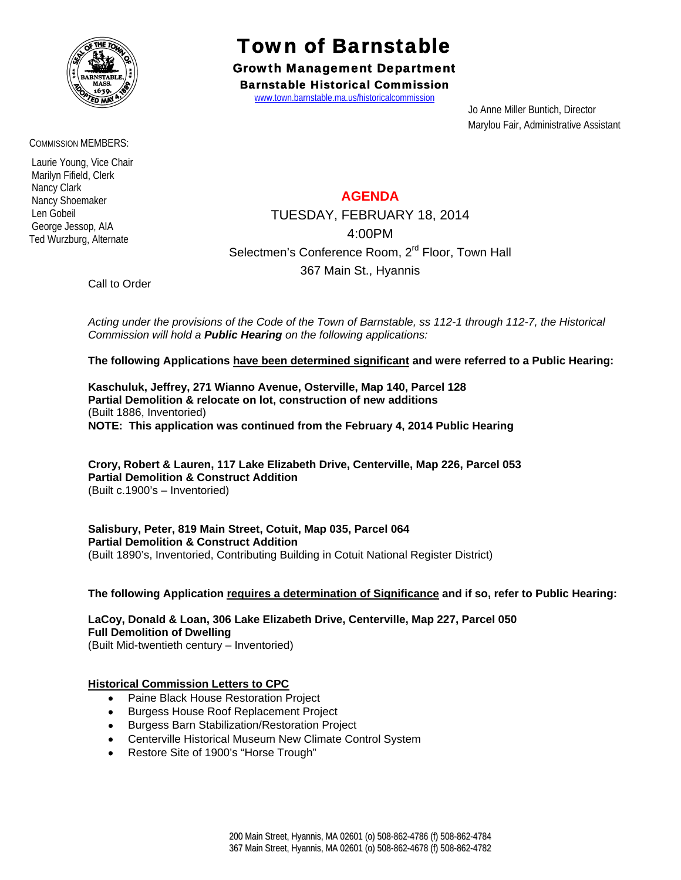# Town of Barnstable

## Growth Management Department

### Barnstable Historical Commission

www.town.barnstable.ma.us/historicalcommission

Jo Anne Miller Buntich, Director
Marylou Fair, Administrative Assistant

COMMISSION MEMBERS:

Laurie Young, Vice Chair
Marilyn Fifield, Clerk
Nancy Clark
Nancy Shoemaker
Len Gobeil
George Jessop, AIA
Ted Wurzburg, Alternate

## AGENDA

TUESDAY, FEBRUARY 18, 2014
4:00PM
Selectmen's Conference Room, 2nd Floor, Town Hall
367 Main St., Hyannis

Call to Order

*Acting under the provisions of the Code of the Town of Barnstable, ss 112-1 through 112-7, the Historical Commission will hold a **Public Hearing** on the following applications:*

**The following Applications have been determined significant and were referred to a Public Hearing:**

**Kaschuluk, Jeffrey, 271 Wianno Avenue, Osterville, Map 140, Parcel 128**
**Partial Demolition & relocate on lot, construction of new additions**
(Built 1886, Inventoried)
**NOTE: This application was continued from the February 4, 2014 Public Hearing**

**Crory, Robert & Lauren, 117 Lake Elizabeth Drive, Centerville, Map 226, Parcel 053**
**Partial Demolition & Construct Addition**
(Built c.1900's – Inventoried)

**Salisbury, Peter, 819 Main Street, Cotuit, Map 035, Parcel 064**
**Partial Demolition & Construct Addition**
(Built 1890's, Inventoried, Contributing Building in Cotuit National Register District)

**The following Application requires a determination of Significance and if so, refer to Public Hearing:**

**LaCoy, Donald & Loan, 306 Lake Elizabeth Drive, Centerville, Map 227, Parcel 050**
**Full Demolition of Dwelling**
(Built Mid-twentieth century – Inventoried)

**Historical Commission Letters to CPC**

- Paine Black House Restoration Project
- Burgess House Roof Replacement Project
- Burgess Barn Stabilization/Restoration Project
- Centerville Historical Museum New Climate Control System
- Restore Site of 1900's "Horse Trough"

200 Main Street, Hyannis, MA 02601 (o) 508-862-4786 (f) 508-862-4784
367 Main Street, Hyannis, MA 02601 (o) 508-862-4678 (f) 508-862-4782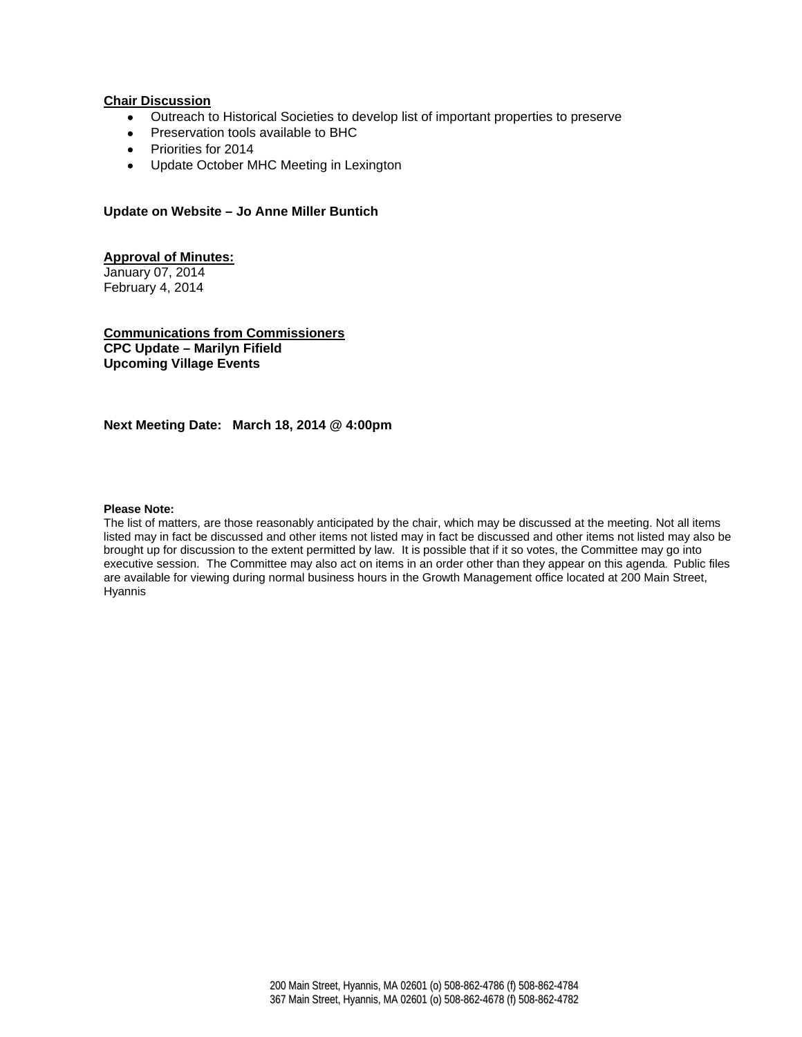**Chair Discussion**

- Outreach to Historical Societies to develop list of important properties to preserve
- Preservation tools available to BHC
- Priorities for 2014
- Update October MHC Meeting in Lexington

**Update on Website – Jo Anne Miller Buntich**

**Approval of Minutes:**

January 07, 2014
February 4, 2014

**Communications from Commissioners**
**CPC Update – Marilyn Fifield**
**Upcoming Village Events**

**Next Meeting Date: March 18, 2014 @ 4:00pm**

**Please Note:**
The list of matters, are those reasonably anticipated by the chair, which may be discussed at the meeting. Not all items listed may in fact be discussed and other items not listed may in fact be discussed and other items not listed may also be brought up for discussion to the extent permitted by law. It is possible that if it so votes, the Committee may go into executive session. The Committee may also act on items in an order other than they appear on this agenda. Public files are available for viewing during normal business hours in the Growth Management office located at 200 Main Street, Hyannis

200 Main Street, Hyannis, MA 02601 (o) 508-862-4786 (f) 508-862-4784
367 Main Street, Hyannis, MA 02601 (o) 508-862-4678 (f) 508-862-4782